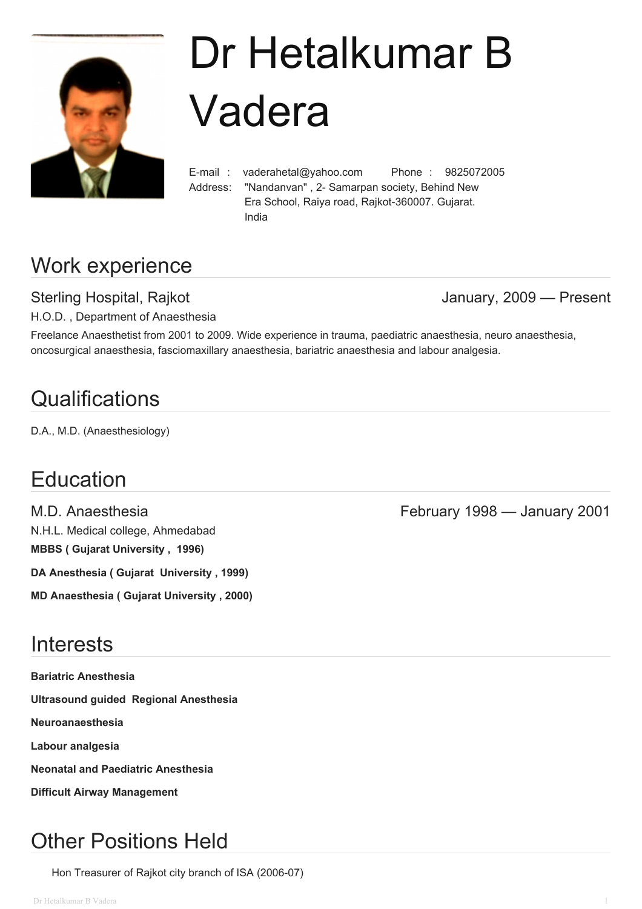# Dr Hetalkumar B Vadera

E-mail : vaderahetal@yahoo.com  Phone : 9825072005
Address: "Nandanvan" , 2- Samarpan society, Behind New Era School, Raiya road, Rajkot-360007. Gujarat. India

## Work experience

### Sterling Hospital, Rajkot — January, 2009 — Present

H.O.D. , Department of Anaesthesia

Freelance Anaesthetist from 2001 to 2009. Wide experience in trauma, paediatric anaesthesia, neuro anaesthesia, oncosurgical anaesthesia, fasciomaxillary anaesthesia, bariatric anaesthesia and labour analgesia.

## Qualifications

D.A., M.D. (Anaesthesiology)

## Education

### M.D. Anaesthesia — February 1998 — January 2001

N.H.L. Medical college, Ahmedabad

**MBBS ( Gujarat University , 1996)**

**DA Anesthesia ( Gujarat University , 1999)**

**MD Anaesthesia ( Gujarat University , 2000)**

## Interests

**Bariatric Anesthesia**

**Ultrasound guided Regional Anesthesia**

**Neuroanaesthesia**

**Labour analgesia**

**Neonatal and Paediatric Anesthesia**

**Difficult Airway Management**

## Other Positions Held

Hon Treasurer of Rajkot city branch of ISA (2006-07)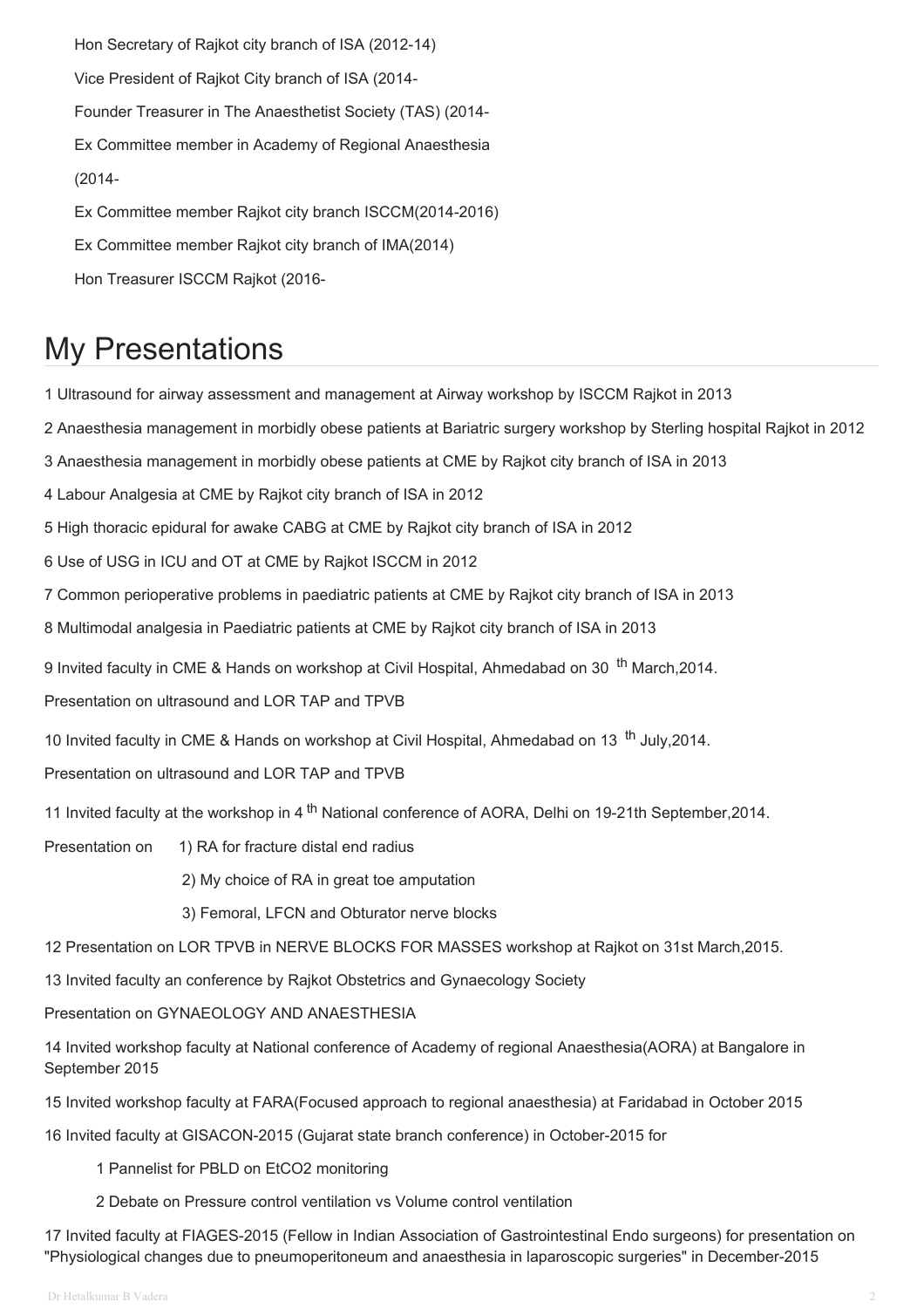Hon Secretary of Rajkot city branch of ISA (2012-14)

Vice President of Rajkot City branch of ISA (2014-

Founder Treasurer in The Anaesthetist Society (TAS) (2014-

Ex Committee member in Academy of Regional Anaesthesia (2014-

Ex Committee member Rajkot city branch ISCCM(2014-2016)

Ex Committee member Rajkot city branch of IMA(2014)

Hon Treasurer ISCCM Rajkot (2016-

# My Presentations

1 Ultrasound for airway assessment and management at Airway workshop by ISCCM Rajkot in 2013

2 Anaesthesia management in morbidly obese patients at Bariatric surgery workshop by Sterling hospital Rajkot in 2012

3 Anaesthesia management in morbidly obese patients at CME by Rajkot city branch of ISA in 2013

4 Labour Analgesia at CME by Rajkot city branch of ISA in 2012

5 High thoracic epidural for awake CABG at CME by Rajkot city branch of ISA in 2012

6 Use of USG in ICU and OT at CME by Rajkot ISCCM in 2012

7 Common perioperative problems in paediatric patients at CME by Rajkot city branch of ISA in 2013

8 Multimodal analgesia in Paediatric patients at CME by Rajkot city branch of ISA in 2013

9 Invited faculty in CME & Hands on workshop at Civil Hospital, Ahmedabad on 30 th March,2014.

Presentation on ultrasound and LOR TAP and TPVB

10 Invited faculty in CME & Hands on workshop at Civil Hospital, Ahmedabad on 13 th July,2014.

Presentation on ultrasound and LOR TAP and TPVB

11 Invited faculty at the workshop in 4 th National conference of AORA, Delhi on 19-21th September,2014.

Presentation on 1) RA for fracture distal end radius

2) My choice of RA in great toe amputation

3) Femoral, LFCN and Obturator nerve blocks

12 Presentation on LOR TPVB in NERVE BLOCKS FOR MASSES workshop at Rajkot on 31st March,2015.

13 Invited faculty an conference by Rajkot Obstetrics and Gynaecology Society

Presentation on GYNAEOLOGY AND ANAESTHESIA

14 Invited workshop faculty at National conference of Academy of regional Anaesthesia(AORA) at Bangalore in September 2015

15 Invited workshop faculty at FARA(Focused approach to regional anaesthesia) at Faridabad in October 2015

16 Invited faculty at GISACON-2015 (Gujarat state branch conference) in October-2015 for

1 Pannelist for PBLD on EtCO2 monitoring

2 Debate on Pressure control ventilation vs Volume control ventilation

17 Invited faculty at FIAGES-2015 (Fellow in Indian Association of Gastrointestinal Endo surgeons) for presentation on "Physiological changes due to pneumoperitoneum and anaesthesia in laparoscopic surgeries" in December-2015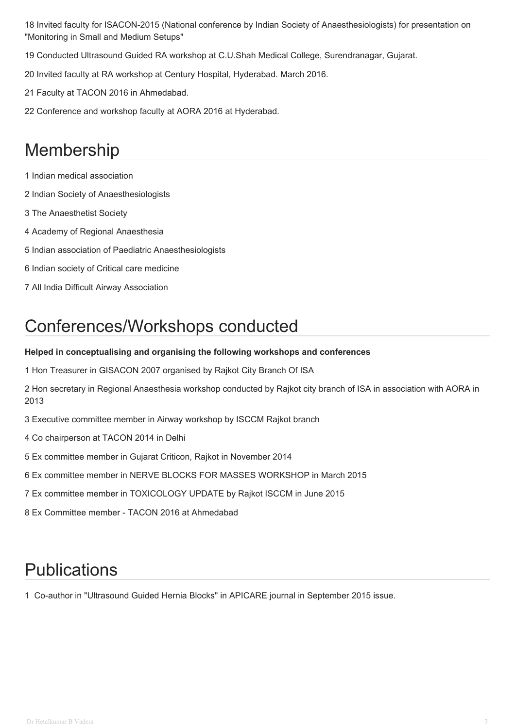18 Invited faculty for ISACON-2015 (National conference by Indian Society of Anaesthesiologists) for presentation on "Monitoring in Small and Medium Setups"

19 Conducted Ultrasound Guided RA workshop at C.U.Shah Medical College, Surendranagar, Gujarat.

20 Invited faculty at RA workshop at Century Hospital, Hyderabad. March 2016.

21 Faculty at TACON 2016 in Ahmedabad.

22 Conference and workshop faculty at AORA 2016 at Hyderabad.

# Membership

1 Indian medical association

2 Indian Society of Anaesthesiologists

3 The Anaesthetist Society

4 Academy of Regional Anaesthesia

5 Indian association of Paediatric Anaesthesiologists

6 Indian society of Critical care medicine

7 All India Difficult Airway Association

# Conferences/Workshops conducted

**Helped in conceptualising and organising the following workshops and conferences**

1 Hon Treasurer in GISACON 2007 organised by Rajkot City Branch Of ISA

2 Hon secretary in Regional Anaesthesia workshop conducted by Rajkot city branch of ISA in association with AORA in 2013

3 Executive committee member in Airway workshop by ISCCM Rajkot branch

4 Co chairperson at TACON 2014 in Delhi

5 Ex committee member in Gujarat Criticon, Rajkot in November 2014

6 Ex committee member in NERVE BLOCKS FOR MASSES WORKSHOP in March 2015

7 Ex committee member in TOXICOLOGY UPDATE by Rajkot ISCCM in June 2015

8 Ex Committee member - TACON 2016 at Ahmedabad

# Publications

1 Co-author in "Ultrasound Guided Hernia Blocks" in APICARE journal in September 2015 issue.